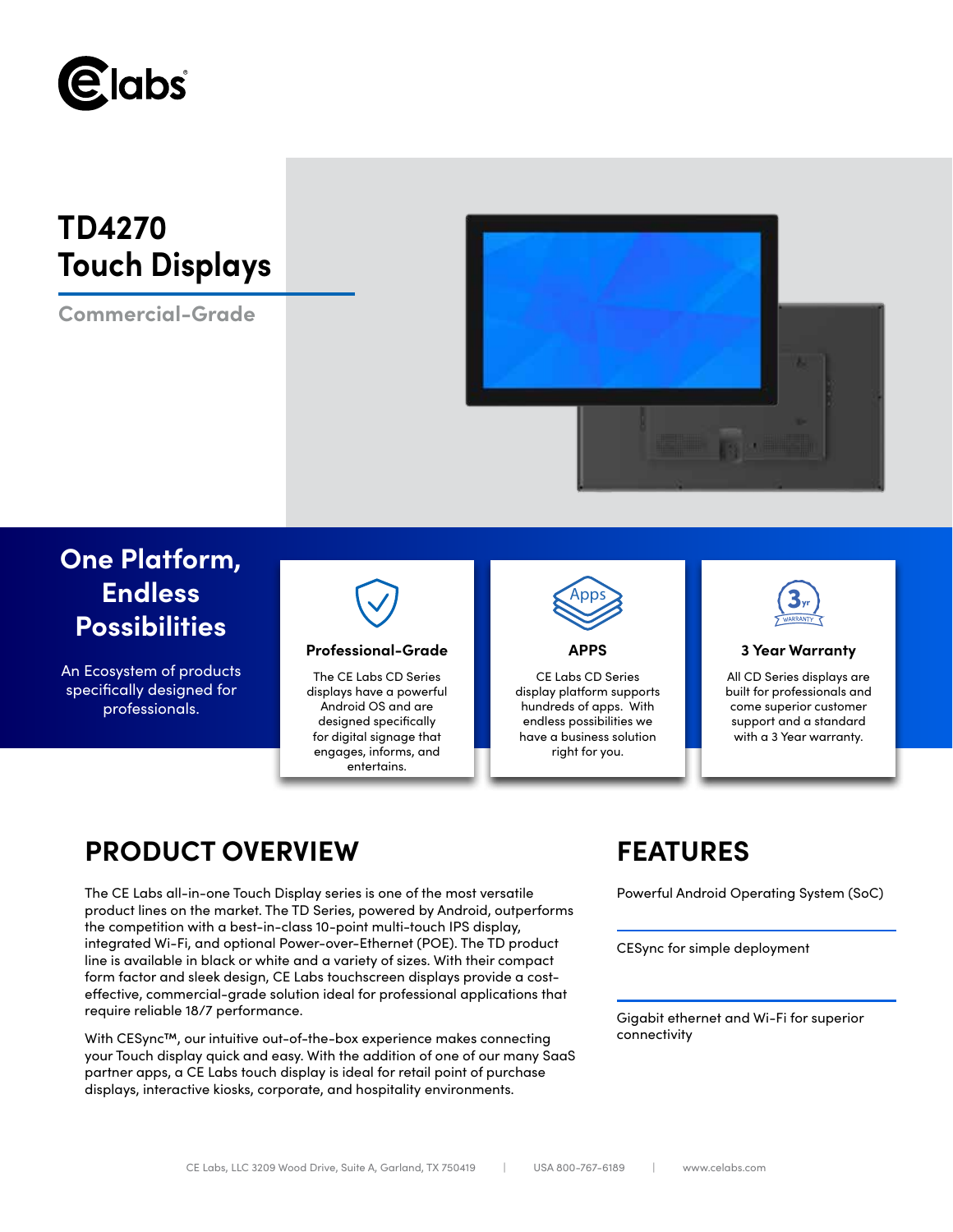# TD4270 Touch Displays

Commercial-Grade

## One Platform, Endless Possibilities

An Ecosystem of products specifically designed for professionals.

### Professional-Grade

The CE Labs CD Series displays have a powerful Android OS and are designed specifically for digital signage that engages, informs, and entertains.

### APPS

CE Labs CD Series display platform supports hundreds of apps. With endless possibilities we have a business solution right for you.

### 3 Year Warranty

All CD Series displays are built for professionals and come superior customer support and a standard with a 3 Year warranty.

## PRODUCT OVERVIEW

The CE Labs all-in-one Touch Display series is one of the most versatile product lines on the market. The TD Series, powered by Android, outperforms the competition with a best-in-class 10-point multi-touch IPS display, integrated Wi-Fi, and optional Power-over-Ethernet (POE). The TD product line is available in black or white and a variety of sizes. With their compact form factor and sleek design, CE Labs touchscreen displays provide a cost-effective, commercial-grade solution ideal for professional applications that require reliable 18/7 performance.

With CESync™, our intuitive out-of-the-box experience makes connecting your Touch display quick and easy. With the addition of one of our many SaaS partner apps, a CE Labs touch display is ideal for retail point of purchase displays, interactive kiosks, corporate, and hospitality environments.

## FEATURES

Powerful Android Operating System (SoC)

CESync for simple deployment

Gigabit ethernet and Wi-Fi for superior connectivity

CE Labs, LLC 3209 Wood Drive, Suite A, Garland, TX 750419 | USA 800-767-6189 | www.celabs.com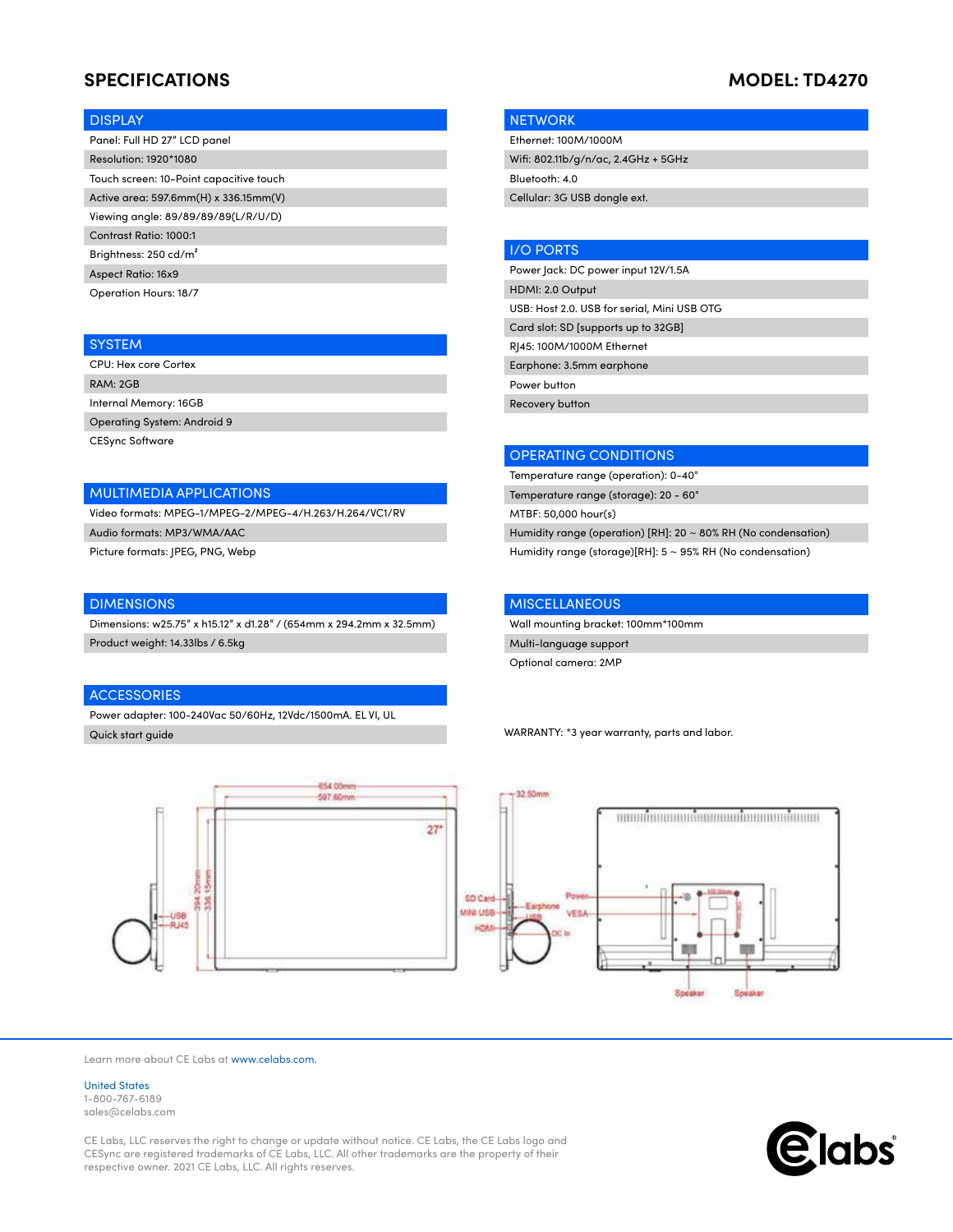# SPECIFICATIONS

## MODEL: TD4270

## DISPLAY

| |
|---|
| Panel: Full HD 27" LCD panel |
| Resolution: 1920*1080 |
| Touch screen: 10-Point capacitive touch |
| Active area: 597.6mm(H) x 336.15mm(V) |
| Viewing angle: 89/89/89/89(L/R/U/D) |
| Contrast Ratio: 1000:1 |
| Brightness: 250 cd/m² |
| Aspect Ratio: 16x9 |
| Operation Hours: 18/7 |

## SYSTEM

| |
|---|
| CPU: Hex core Cortex |
| RAM: 2GB |
| Internal Memory: 16GB |
| Operating System: Android 9 |
| CESync Software |

## MULTIMEDIA APPLICATIONS

| |
|---|
| Video formats: MPEG-1/MPEG-2/MPEG-4/H.263/H.264/VC1/RV |
| Audio formats: MP3/WMA/AAC |
| Picture formats: JPEG, PNG, Webp |

## DIMENSIONS

| |
|---|
| Dimensions: w25.75" x h15.12" x d1.28" / (654mm x 294.2mm x 32.5mm) |
| Product weight: 14.33lbs / 6.5kg |

## ACCESSORIES

| |
|---|
| Power adapter: 100-240Vac 50/60Hz, 12Vdc/1500mA. EL VI, UL |
| Quick start guide |

## NETWORK

| |
|---|
| Ethernet: 100M/1000M |
| Wifi: 802.11b/g/n/ac, 2.4GHz + 5GHz |
| Bluetooth: 4.0 |
| Cellular: 3G USB dongle ext. |

## I/O PORTS

| |
|---|
| Power Jack: DC power input 12V/1.5A |
| HDMI: 2.0 Output |
| USB: Host 2.0. USB for serial, Mini USB OTG |
| Card slot: SD [supports up to 32GB] |
| RJ45: 100M/1000M Ethernet |
| Earphone: 3.5mm earphone |
| Power button |
| Recovery button |

## OPERATING CONDITIONS

| |
|---|
| Temperature range (operation): 0-40° |
| Temperature range (storage): 20 - 60° |
| MTBF: 50,000 hour(s) |
| Humidity range (operation) [RH]: 20 ~ 80% RH (No condensation) |
| Humidity range (storage)[RH]: 5 ~ 95% RH (No condensation) |

## MISCELLANEOUS

| |
|---|
| Wall mounting bracket: 100mm*100mm |
| Multi-language support |
| Optional camera: 2MP |

WARRANTY: *3 year warranty, parts and labor.

654.00mm
597.60mm
27"
394.20mm
336.15mm
USB
RJ45
32.50mm
SD Card
MINI USB
HDMI
Earphone
USB
DC in
Power
VESA
100.00mm
Speaker
Speaker

Learn more about CE Labs at www.celabs.com.

United States
1-800-767-6189
sales@celabs.com

CE Labs, LLC reserves the right to change or update without notice. CE Labs, the CE Labs logo and CESync are registered trademarks of CE Labs, LLC. All other trademarks are the property of their respective owner. 2021 CE Labs, LLC. All rights reserves.

labs®